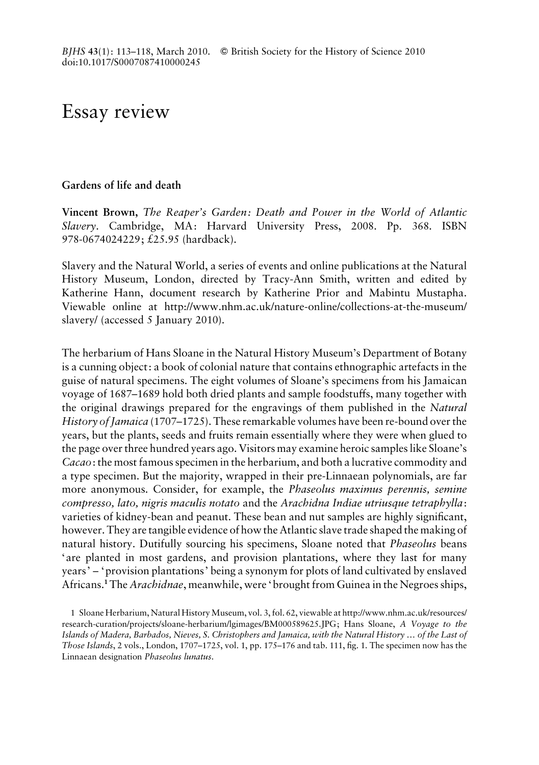# Essay review

## Gardens of life and death

**Vincent Brown,** *The Reaper's Garden: Death and Power in the World of Atlantic Slavery*. Cambridge, MA: Harvard University Press, 2008. Pp. 368. ISBN 978-0674024229; £25.95 (hardback).

Slavery and the Natural World, a series of events and online publications at the Natural History Museum, London, directed by Tracy-Ann Smith, written and edited by Katherine Hann, document research by Katherine Prior and Mabintu Mustapha. Viewable online at http://www.nhm.ac.uk/nature-online/collections-at-the-museum/slavery/ (accessed 5 January 2010).

The herbarium of Hans Sloane in the Natural History Museum's Department of Botany is a cunning object: a book of colonial nature that contains ethnographic artefacts in the guise of natural specimens. The eight volumes of Sloane's specimens from his Jamaican voyage of 1687–1689 hold both dried plants and sample foodstuffs, many together with the original drawings prepared for the engravings of them published in the *Natural History of Jamaica* (1707–1725). These remarkable volumes have been re-bound over the years, but the plants, seeds and fruits remain essentially where they were when glued to the page over three hundred years ago. Visitors may examine heroic samples like Sloane's *Cacao*: the most famous specimen in the herbarium, and both a lucrative commodity and a type specimen. But the majority, wrapped in their pre-Linnaean polynomials, are far more anonymous. Consider, for example, the *Phaseolus maximus perennis, semine compresso, lato, nigris maculis notato* and the *Arachidna Indiae utriusque tetraphylla*: varieties of kidney-bean and peanut. These bean and nut samples are highly significant, however. They are tangible evidence of how the Atlantic slave trade shaped the making of natural history. Dutifully sourcing his specimens, Sloane noted that *Phaseolus* beans 'are planted in most gardens, and provision plantations, where they last for many years' – 'provision plantations' being a synonym for plots of land cultivated by enslaved Africans.[1] The *Arachidnae*, meanwhile, were 'brought from Guinea in the Negroes ships,

1 Sloane Herbarium, Natural History Museum, vol. 3, fol. 62, viewable at http://www.nhm.ac.uk/resources/research-curation/projects/sloane-herbarium/lgimages/BM000589625.JPG; Hans Sloane, *A Voyage to the Islands of Madera, Barbados, Nieves, S. Christophers and Jamaica, with the Natural History … of the Last of Those Islands*, 2 vols., London, 1707–1725, vol. 1, pp. 175–176 and tab. 111, fig. 1. The specimen now has the Linnaean designation *Phaseolus lunatus*.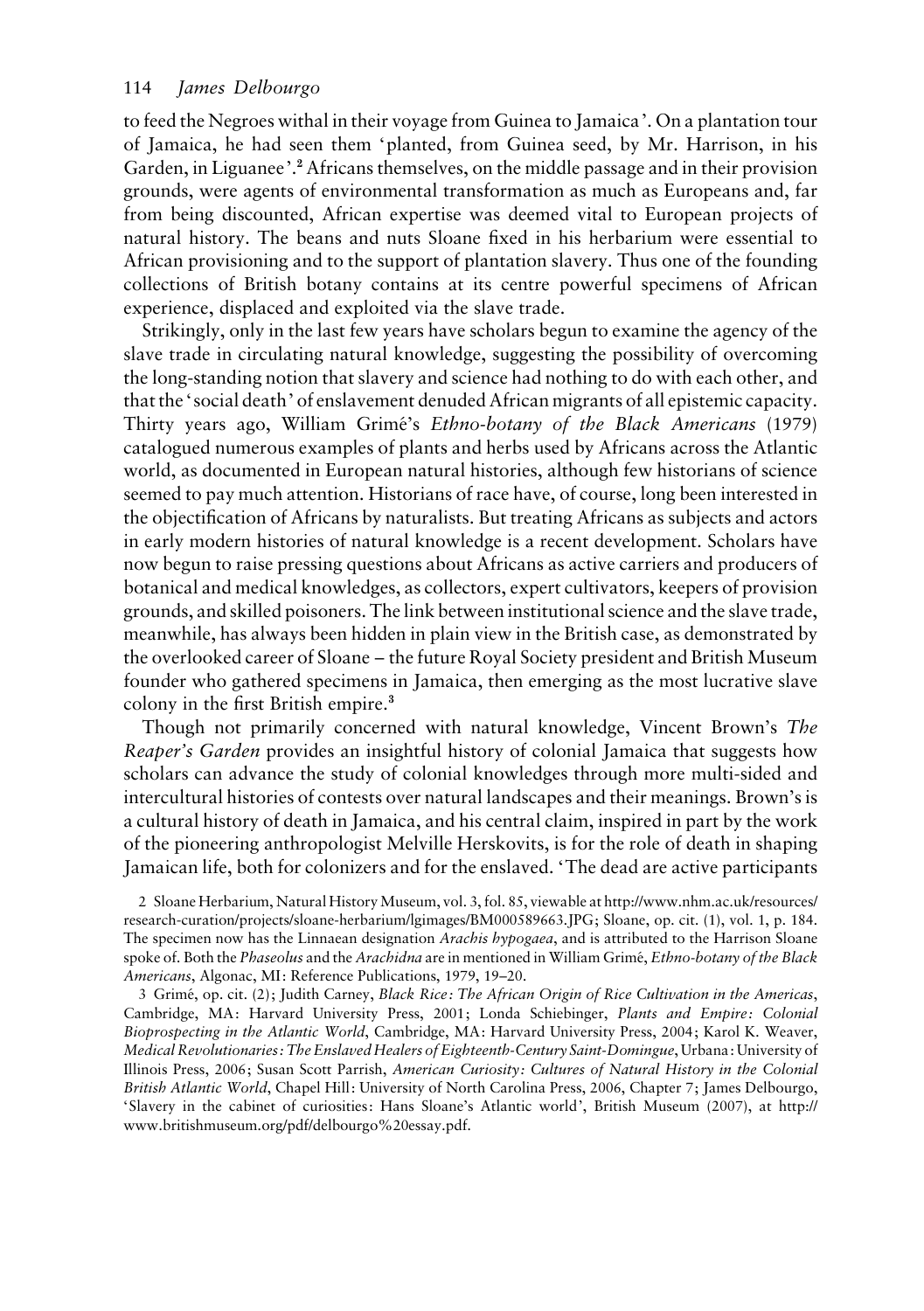to feed the Negroes withal in their voyage from Guinea to Jamaica'. On a plantation tour of Jamaica, he had seen them 'planted, from Guinea seed, by Mr. Harrison, in his Garden, in Liguanee'.[2] Africans themselves, on the middle passage and in their provision grounds, were agents of environmental transformation as much as Europeans and, far from being discounted, African expertise was deemed vital to European projects of natural history. The beans and nuts Sloane fixed in his herbarium were essential to African provisioning and to the support of plantation slavery. Thus one of the founding collections of British botany contains at its centre powerful specimens of African experience, displaced and exploited via the slave trade.

Strikingly, only in the last few years have scholars begun to examine the agency of the slave trade in circulating natural knowledge, suggesting the possibility of overcoming the long-standing notion that slavery and science had nothing to do with each other, and that the 'social death' of enslavement denuded African migrants of all epistemic capacity. Thirty years ago, William Grimê's *Ethno-botany of the Black Americans* (1979) catalogued numerous examples of plants and herbs used by Africans across the Atlantic world, as documented in European natural histories, although few historians of science seemed to pay much attention. Historians of race have, of course, long been interested in the objectification of Africans by naturalists. But treating Africans as subjects and actors in early modern histories of natural knowledge is a recent development. Scholars have now begun to raise pressing questions about Africans as active carriers and producers of botanical and medical knowledges, as collectors, expert cultivators, keepers of provision grounds, and skilled poisoners. The link between institutional science and the slave trade, meanwhile, has always been hidden in plain view in the British case, as demonstrated by the overlooked career of Sloane – the future Royal Society president and British Museum founder who gathered specimens in Jamaica, then emerging as the most lucrative slave colony in the first British empire.[3]

Though not primarily concerned with natural knowledge, Vincent Brown's *The Reaper's Garden* provides an insightful history of colonial Jamaica that suggests how scholars can advance the study of colonial knowledges through more multi-sided and intercultural histories of contests over natural landscapes and their meanings. Brown's is a cultural history of death in Jamaica, and his central claim, inspired in part by the work of the pioneering anthropologist Melville Herskovits, is for the role of death in shaping Jamaican life, both for colonizers and for the enslaved. 'The dead are active participants

2 Sloane Herbarium, Natural History Museum, vol. 3, fol. 85, viewable at http://www.nhm.ac.uk/resources/research-curation/projects/sloane-herbarium/lgimages/BM000589663.JPG; Sloane, op. cit. (1), vol. 1, p. 184. The specimen now has the Linnaean designation *Arachis hypogaea*, and is attributed to the Harrison Sloane spoke of. Both the *Phaseolus* and the *Arachidna* are in mentioned in William Grimé, *Ethno-botany of the Black Americans*, Algonac, MI: Reference Publications, 1979, 19–20.

3 Grimé, op. cit. (2); Judith Carney, *Black Rice: The African Origin of Rice Cultivation in the Americas*, Cambridge, MA: Harvard University Press, 2001; Londa Schiebinger, *Plants and Empire: Colonial Bioprospecting in the Atlantic World*, Cambridge, MA: Harvard University Press, 2004; Karol K. Weaver, *Medical Revolutionaries: The Enslaved Healers of Eighteenth-Century Saint-Domingue*, Urbana: University of Illinois Press, 2006; Susan Scott Parrish, *American Curiosity: Cultures of Natural History in the Colonial British Atlantic World*, Chapel Hill: University of North Carolina Press, 2006, Chapter 7; James Delbourgo, 'Slavery in the cabinet of curiosities: Hans Sloane's Atlantic world', British Museum (2007), at http://www.britishmuseum.org/pdf/delbourgo%20essay.pdf.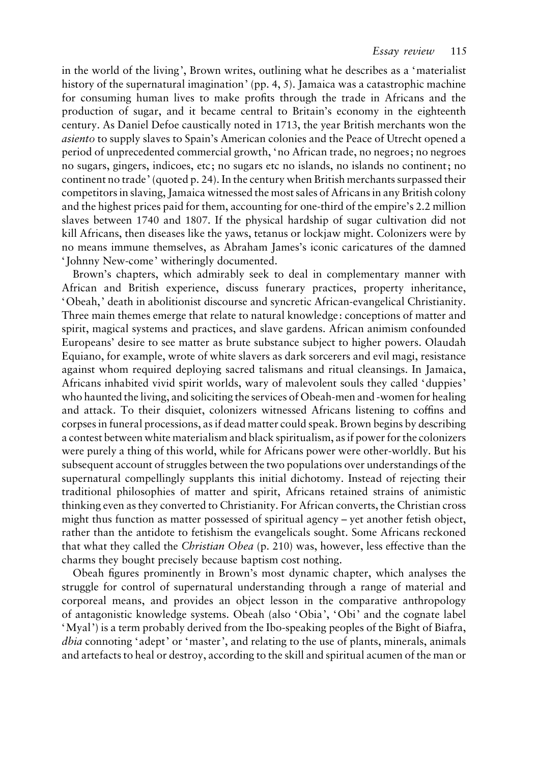in the world of the living', Brown writes, outlining what he describes as a 'materialist history of the supernatural imagination' (pp. 4, 5). Jamaica was a catastrophic machine for consuming human lives to make profits through the trade in Africans and the production of sugar, and it became central to Britain's economy in the eighteenth century. As Daniel Defoe caustically noted in 1713, the year British merchants won the *asiento* to supply slaves to Spain's American colonies and the Peace of Utrecht opened a period of unprecedented commercial growth, 'no African trade, no negroes; no negroes no sugars, gingers, indicoes, etc; no sugars etc no islands, no islands no continent; no continent no trade' (quoted p. 24). In the century when British merchants surpassed their competitors in slaving, Jamaica witnessed the most sales of Africans in any British colony and the highest prices paid for them, accounting for one-third of the empire's 2.2 million slaves between 1740 and 1807. If the physical hardship of sugar cultivation did not kill Africans, then diseases like the yaws, tetanus or lockjaw might. Colonizers were by no means immune themselves, as Abraham James's iconic caricatures of the damned 'Johnny New-come' witheringly documented.

Brown's chapters, which admirably seek to deal in complementary manner with African and British experience, discuss funerary practices, property inheritance, 'Obeah,' death in abolitionist discourse and syncretic African-evangelical Christianity. Three main themes emerge that relate to natural knowledge: conceptions of matter and spirit, magical systems and practices, and slave gardens. African animism confounded Europeans' desire to see matter as brute substance subject to higher powers. Olaudah Equiano, for example, wrote of white slavers as dark sorcerers and evil magi, resistance against whom required deploying sacred talismans and ritual cleansings. In Jamaica, Africans inhabited vivid spirit worlds, wary of malevolent souls they called 'duppies' who haunted the living, and soliciting the services of Obeah-men and -women for healing and attack. To their disquiet, colonizers witnessed Africans listening to coffins and corpses in funeral processions, as if dead matter could speak. Brown begins by describing a contest between white materialism and black spiritualism, as if power for the colonizers were purely a thing of this world, while for Africans power were other-worldly. But his subsequent account of struggles between the two populations over understandings of the supernatural compellingly supplants this initial dichotomy. Instead of rejecting their traditional philosophies of matter and spirit, Africans retained strains of animistic thinking even as they converted to Christianity. For African converts, the Christian cross might thus function as matter possessed of spiritual agency – yet another fetish object, rather than the antidote to fetishism the evangelicals sought. Some Africans reckoned that what they called the *Christian Obea* (p. 210) was, however, less effective than the charms they bought precisely because baptism cost nothing.

Obeah figures prominently in Brown's most dynamic chapter, which analyses the struggle for control of supernatural understanding through a range of material and corporeal means, and provides an object lesson in the comparative anthropology of antagonistic knowledge systems. Obeah (also 'Obia', 'Obi' and the cognate label 'Myal') is a term probably derived from the Ibo-speaking peoples of the Bight of Biafra, *dbia* connoting 'adept' or 'master', and relating to the use of plants, minerals, animals and artefacts to heal or destroy, according to the skill and spiritual acumen of the man or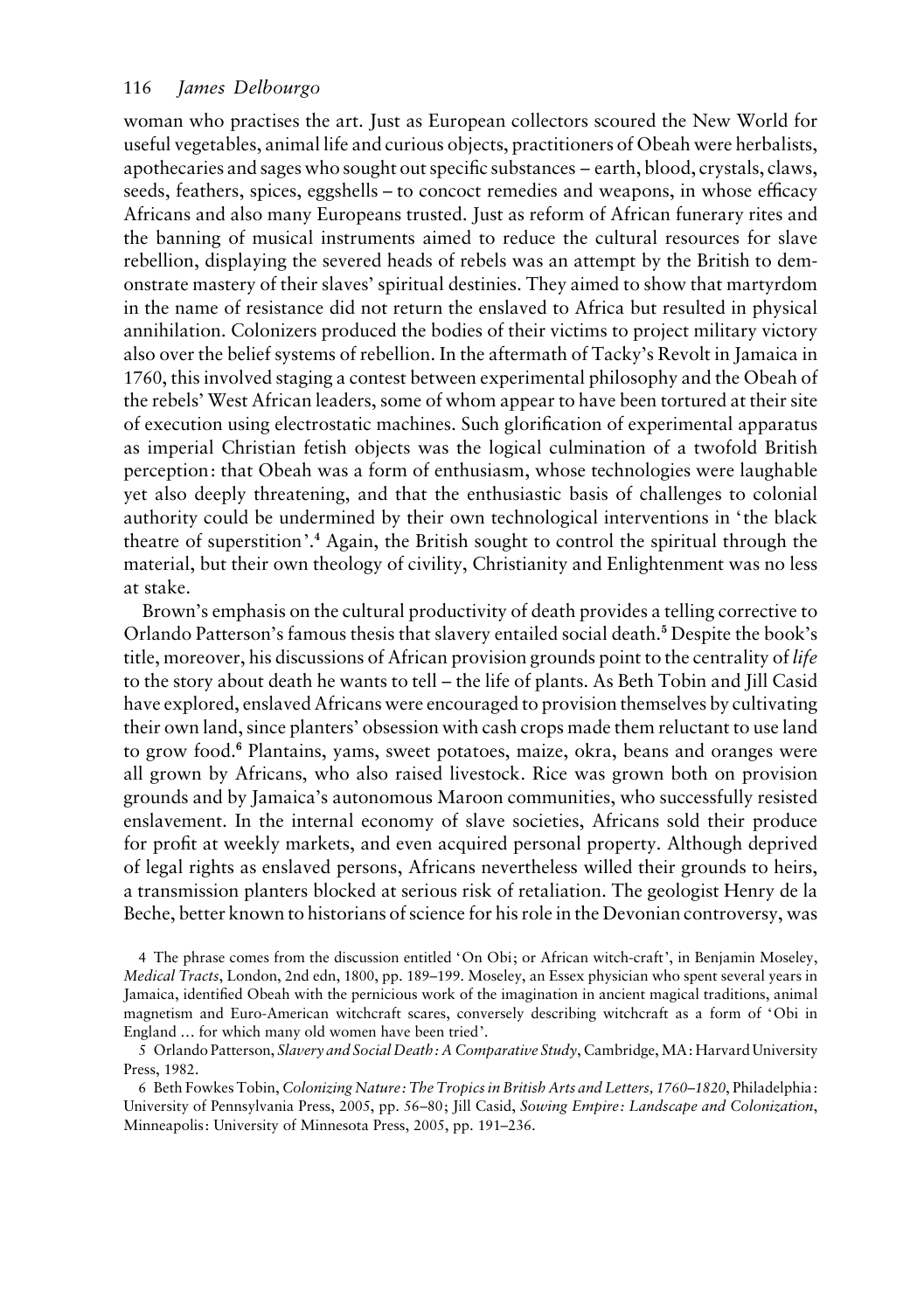woman who practises the art. Just as European collectors scoured the New World for useful vegetables, animal life and curious objects, practitioners of Obeah were herbalists, apothecaries and sages who sought out specific substances – earth, blood, crystals, claws, seeds, feathers, spices, eggshells – to concoct remedies and weapons, in whose efficacy Africans and also many Europeans trusted. Just as reform of African funerary rites and the banning of musical instruments aimed to reduce the cultural resources for slave rebellion, displaying the severed heads of rebels was an attempt by the British to demonstrate mastery of their slaves' spiritual destinies. They aimed to show that martyrdom in the name of resistance did not return the enslaved to Africa but resulted in physical annihilation. Colonizers produced the bodies of their victims to project military victory also over the belief systems of rebellion. In the aftermath of Tacky's Revolt in Jamaica in 1760, this involved staging a contest between experimental philosophy and the Obeah of the rebels' West African leaders, some of whom appear to have been tortured at their site of execution using electrostatic machines. Such glorification of experimental apparatus as imperial Christian fetish objects was the logical culmination of a twofold British perception: that Obeah was a form of enthusiasm, whose technologies were laughable yet also deeply threatening, and that the enthusiastic basis of challenges to colonial authority could be undermined by their own technological interventions in 'the black theatre of superstition'.[4] Again, the British sought to control the spiritual through the material, but their own theology of civility, Christianity and Enlightenment was no less at stake.

Brown's emphasis on the cultural productivity of death provides a telling corrective to Orlando Patterson's famous thesis that slavery entailed social death.[5] Despite the book's title, moreover, his discussions of African provision grounds point to the centrality of *life* to the story about death he wants to tell – the life of plants. As Beth Tobin and Jill Casid have explored, enslaved Africans were encouraged to provision themselves by cultivating their own land, since planters' obsession with cash crops made them reluctant to use land to grow food.[6] Plantains, yams, sweet potatoes, maize, okra, beans and oranges were all grown by Africans, who also raised livestock. Rice was grown both on provision grounds and by Jamaica's autonomous Maroon communities, who successfully resisted enslavement. In the internal economy of slave societies, Africans sold their produce for profit at weekly markets, and even acquired personal property. Although deprived of legal rights as enslaved persons, Africans nevertheless willed their grounds to heirs, a transmission planters blocked at serious risk of retaliation. The geologist Henry de la Beche, better known to historians of science for his role in the Devonian controversy, was

4 The phrase comes from the discussion entitled 'On Obi; or African witch-craft', in Benjamin Moseley, *Medical Tracts*, London, 2nd edn, 1800, pp. 189–199. Moseley, an Essex physician who spent several years in Jamaica, identified Obeah with the pernicious work of the imagination in ancient magical traditions, animal magnetism and Euro-American witchcraft scares, conversely describing witchcraft as a form of 'Obi in England … for which many old women have been tried'.

5 Orlando Patterson, *Slavery and Social Death: A Comparative Study*, Cambridge, MA: Harvard University Press, 1982.

6 Beth Fowkes Tobin, *Colonizing Nature: The Tropics in British Arts and Letters, 1760–1820*, Philadelphia: University of Pennsylvania Press, 2005, pp. 56–80; Jill Casid, *Sowing Empire: Landscape and Colonization*, Minneapolis: University of Minnesota Press, 2005, pp. 191–236.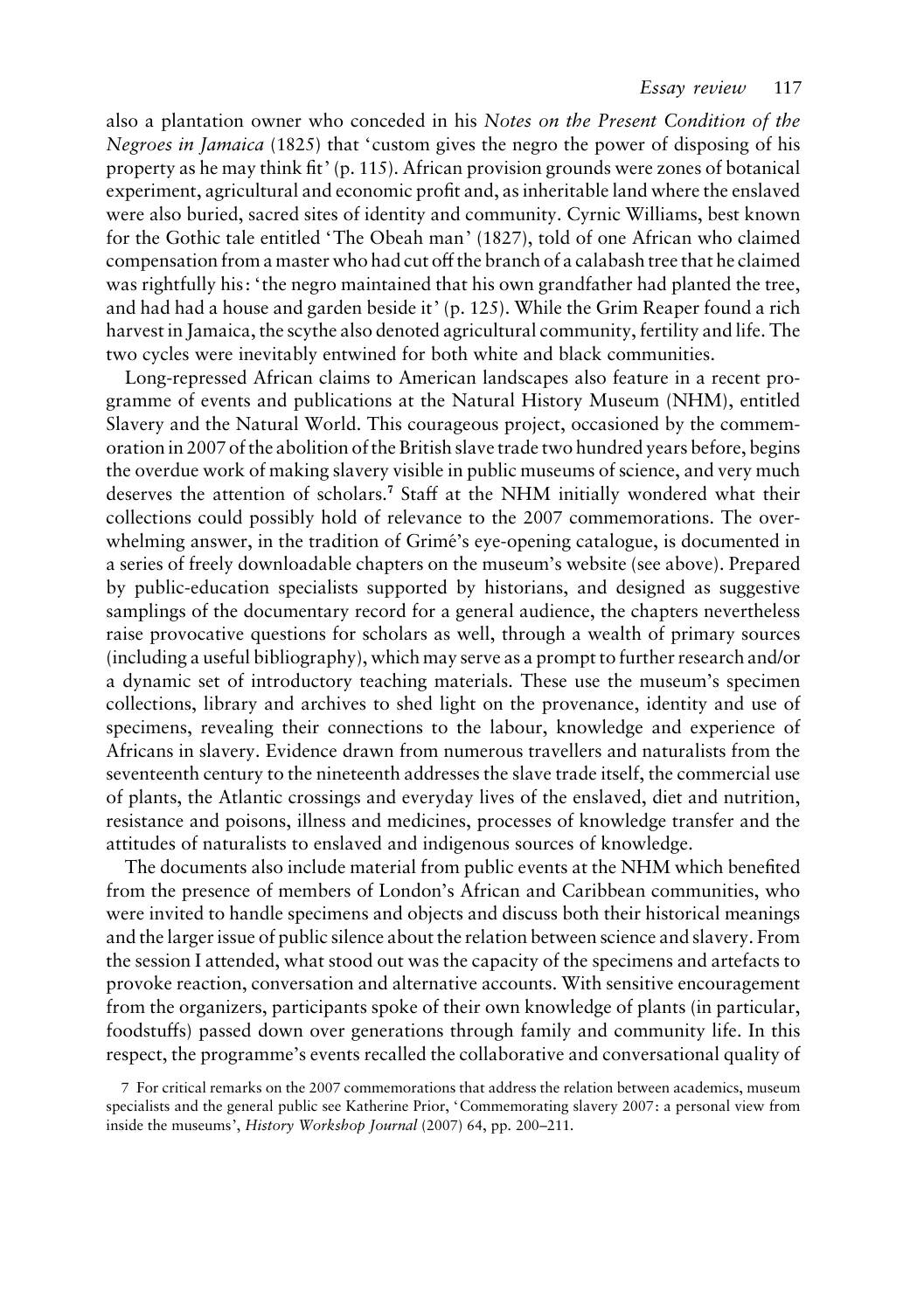also a plantation owner who conceded in his *Notes on the Present Condition of the Negroes in Jamaica* (1825) that 'custom gives the negro the power of disposing of his property as he may think fit' (p. 115). African provision grounds were zones of botanical experiment, agricultural and economic profit and, as inheritable land where the enslaved were also buried, sacred sites of identity and community. Cyrnic Williams, best known for the Gothic tale entitled 'The Obeah man' (1827), told of one African who claimed compensation from a master who had cut off the branch of a calabash tree that he claimed was rightfully his: 'the negro maintained that his own grandfather had planted the tree, and had had a house and garden beside it' (p. 125). While the Grim Reaper found a rich harvest in Jamaica, the scythe also denoted agricultural community, fertility and life. The two cycles were inevitably entwined for both white and black communities.

Long-repressed African claims to American landscapes also feature in a recent programme of events and publications at the Natural History Museum (NHM), entitled Slavery and the Natural World. This courageous project, occasioned by the commemoration in 2007 of the abolition of the British slave trade two hundred years before, begins the overdue work of making slavery visible in public museums of science, and very much deserves the attention of scholars.[7] Staff at the NHM initially wondered what their collections could possibly hold of relevance to the 2007 commemorations. The overwhelming answer, in the tradition of Grimé's eye-opening catalogue, is documented in a series of freely downloadable chapters on the museum's website (see above). Prepared by public-education specialists supported by historians, and designed as suggestive samplings of the documentary record for a general audience, the chapters nevertheless raise provocative questions for scholars as well, through a wealth of primary sources (including a useful bibliography), which may serve as a prompt to further research and/or a dynamic set of introductory teaching materials. These use the museum's specimen collections, library and archives to shed light on the provenance, identity and use of specimens, revealing their connections to the labour, knowledge and experience of Africans in slavery. Evidence drawn from numerous travellers and naturalists from the seventeenth century to the nineteenth addresses the slave trade itself, the commercial use of plants, the Atlantic crossings and everyday lives of the enslaved, diet and nutrition, resistance and poisons, illness and medicines, processes of knowledge transfer and the attitudes of naturalists to enslaved and indigenous sources of knowledge.

The documents also include material from public events at the NHM which benefited from the presence of members of London's African and Caribbean communities, who were invited to handle specimens and objects and discuss both their historical meanings and the larger issue of public silence about the relation between science and slavery. From the session I attended, what stood out was the capacity of the specimens and artefacts to provoke reaction, conversation and alternative accounts. With sensitive encouragement from the organizers, participants spoke of their own knowledge of plants (in particular, foodstuffs) passed down over generations through family and community life. In this respect, the programme's events recalled the collaborative and conversational quality of

[7] For critical remarks on the 2007 commemorations that address the relation between academics, museum specialists and the general public see Katherine Prior, 'Commemorating slavery 2007: a personal view from inside the museums', *History Workshop Journal* (2007) 64, pp. 200–211.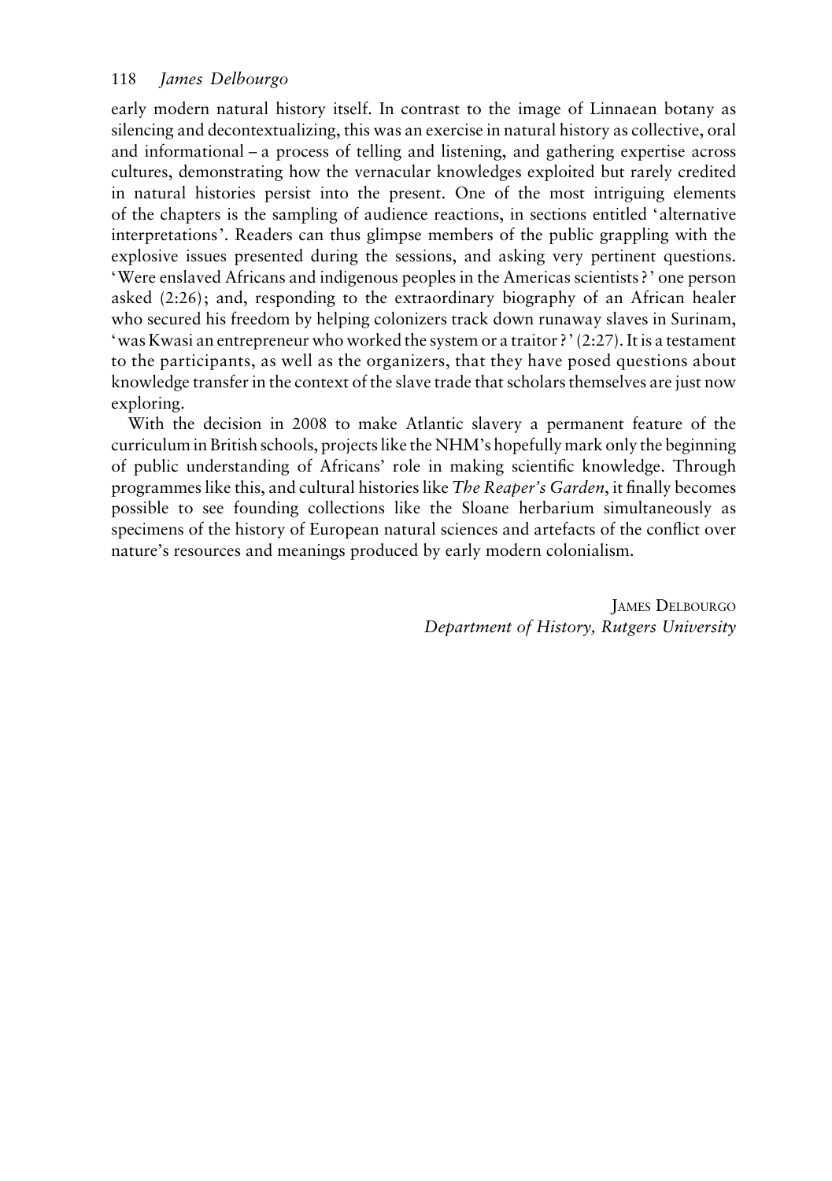early modern natural history itself. In contrast to the image of Linnaean botany as silencing and decontextualizing, this was an exercise in natural history as collective, oral and informational – a process of telling and listening, and gathering expertise across cultures, demonstrating how the vernacular knowledges exploited but rarely credited in natural histories persist into the present. One of the most intriguing elements of the chapters is the sampling of audience reactions, in sections entitled 'alternative interpretations'. Readers can thus glimpse members of the public grappling with the explosive issues presented during the sessions, and asking very pertinent questions. 'Were enslaved Africans and indigenous peoples in the Americas scientists?' one person asked (2:26); and, responding to the extraordinary biography of an African healer who secured his freedom by helping colonizers track down runaway slaves in Surinam, 'was Kwasi an entrepreneur who worked the system or a traitor?' (2:27). It is a testament to the participants, as well as the organizers, that they have posed questions about knowledge transfer in the context of the slave trade that scholars themselves are just now exploring.

With the decision in 2008 to make Atlantic slavery a permanent feature of the curriculum in British schools, projects like the NHM's hopefully mark only the beginning of public understanding of Africans' role in making scientific knowledge. Through programmes like this, and cultural histories like *The Reaper's Garden*, it finally becomes possible to see founding collections like the Sloane herbarium simultaneously as specimens of the history of European natural sciences and artefacts of the conflict over nature's resources and meanings produced by early modern colonialism.

James Delbourgo
*Department of History, Rutgers University*